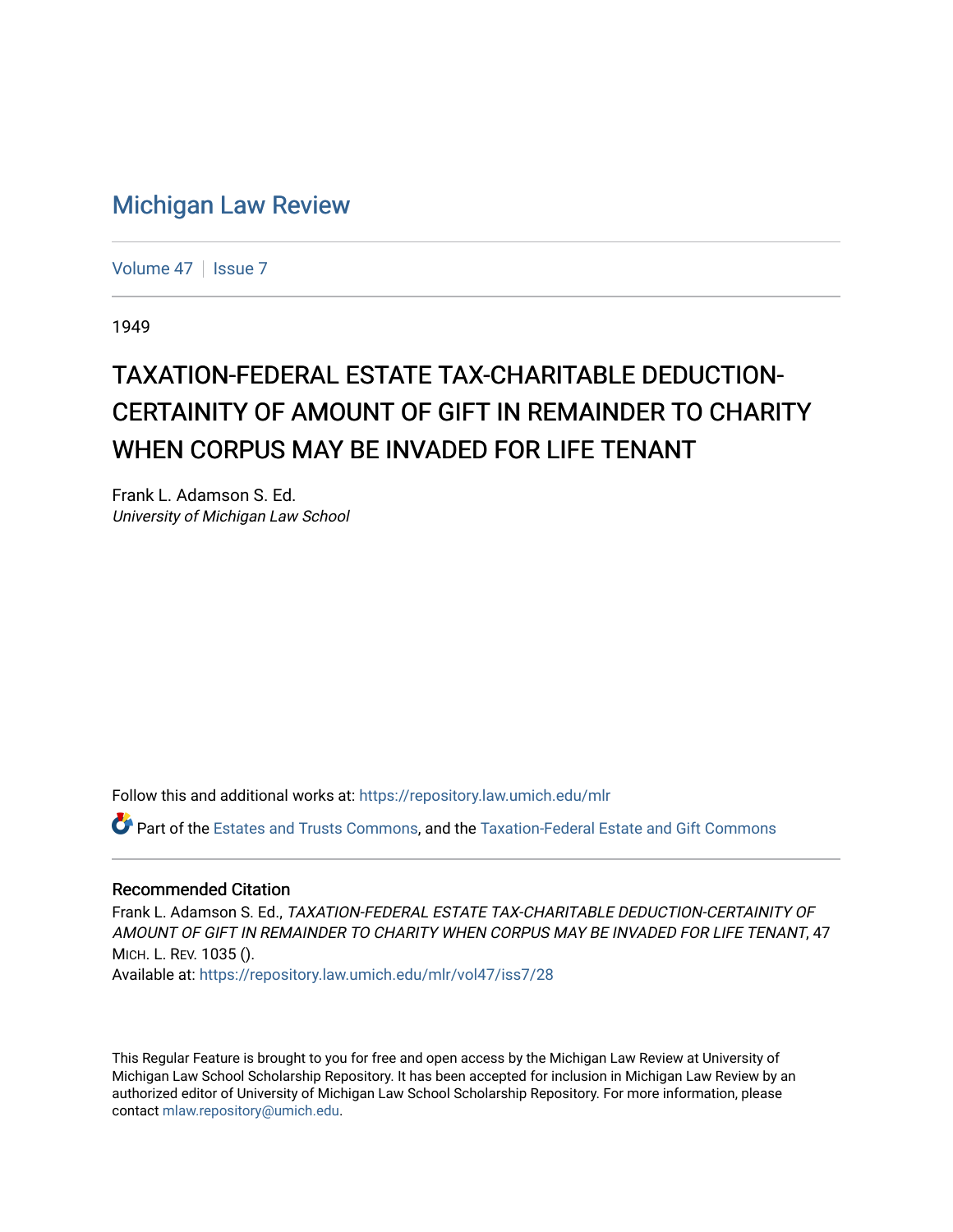# Michigan Law Review

Volume 47 | Issue 7

1949

## TAXATION-FEDERAL ESTATE TAX-CHARITABLE DEDUCTION-CERTAINITY OF AMOUNT OF GIFT IN REMAINDER TO CHARITY WHEN CORPUS MAY BE INVADED FOR LIFE TENANT

Frank L. Adamson S. Ed.
*University of Michigan Law School*

Follow this and additional works at: https://repository.law.umich.edu/mlr

Part of the Estates and Trusts Commons, and the Taxation-Federal Estate and Gift Commons

### Recommended Citation

Frank L. Adamson S. Ed., *TAXATION-FEDERAL ESTATE TAX-CHARITABLE DEDUCTION-CERTAINITY OF AMOUNT OF GIFT IN REMAINDER TO CHARITY WHEN CORPUS MAY BE INVADED FOR LIFE TENANT*, 47 MICH. L. REV. 1035 ().
Available at: https://repository.law.umich.edu/mlr/vol47/iss7/28

This Regular Feature is brought to you for free and open access by the Michigan Law Review at University of Michigan Law School Scholarship Repository. It has been accepted for inclusion in Michigan Law Review by an authorized editor of University of Michigan Law School Scholarship Repository. For more information, please contact mlaw.repository@umich.edu.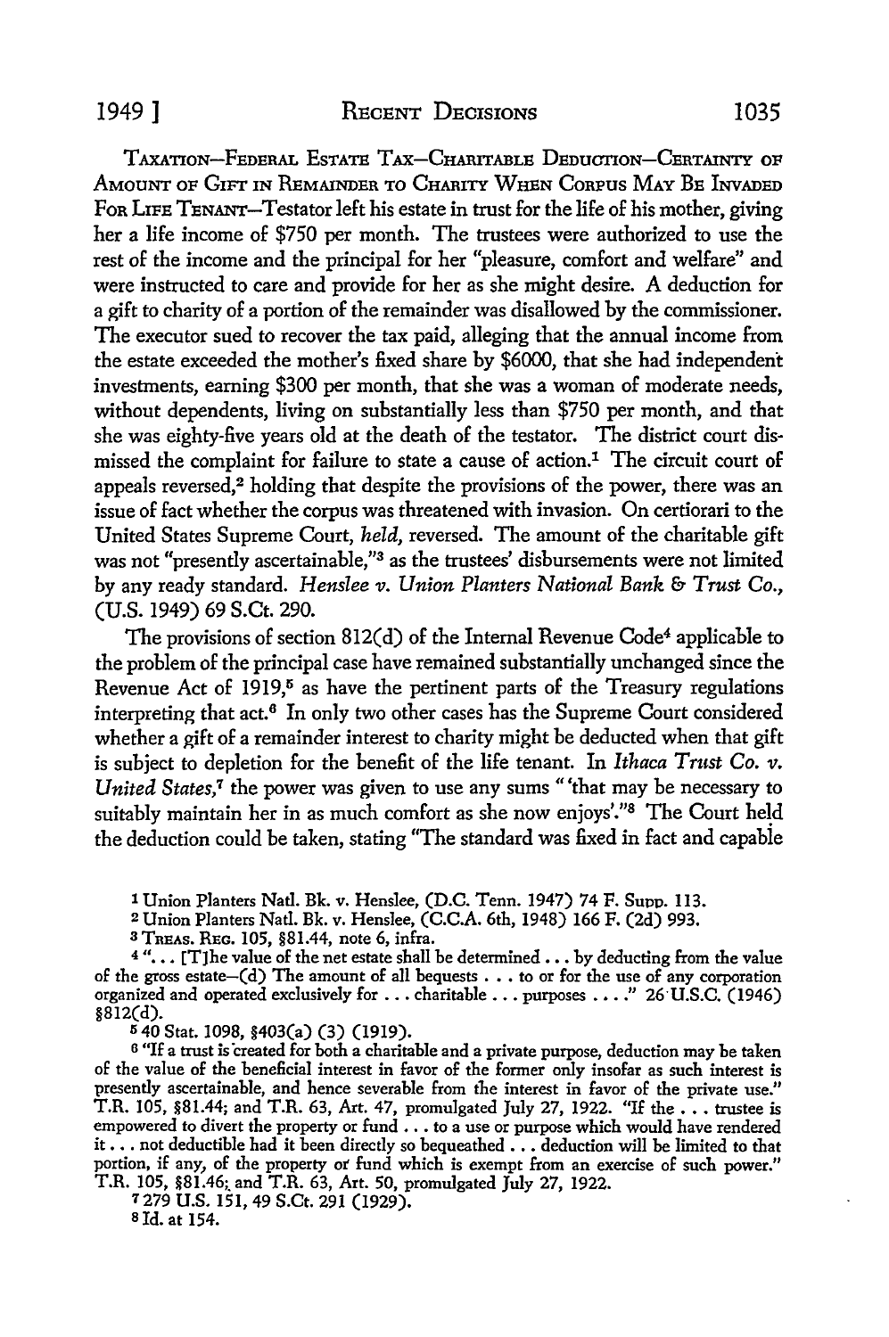TAXATION—FEDERAL ESTATE TAX—CHARITABLE DEDUCTION—CERTAINTY OF AMOUNT OF GIFT IN REMAINDER TO CHARITY WHEN CORPUS MAY BE INVADED FOR LIFE TENANT—Testator left his estate in trust for the life of his mother, giving her a life income of $750 per month. The trustees were authorized to use the rest of the income and the principal for her "pleasure, comfort and welfare" and were instructed to care and provide for her as she might desire. A deduction for a gift to charity of a portion of the remainder was disallowed by the commissioner. The executor sued to recover the tax paid, alleging that the annual income from the estate exceeded the mother's fixed share by $6000, that she had independent investments, earning $300 per month, that she was a woman of moderate needs, without dependents, living on substantially less than $750 per month, and that she was eighty-five years old at the death of the testator. The district court dismissed the complaint for failure to state a cause of action.[1] The circuit court of appeals reversed,[2] holding that despite the provisions of the power, there was an issue of fact whether the corpus was threatened with invasion. On certiorari to the United States Supreme Court, *held*, reversed. The amount of the charitable gift was not "presently ascertainable,"[3] as the trustees' disbursements were not limited by any ready standard. *Henslee v. Union Planters National Bank & Trust Co.*, (U.S. 1949) 69 S.Ct. 290.

The provisions of section 812(d) of the Internal Revenue Code[4] applicable to the problem of the principal case have remained substantially unchanged since the Revenue Act of 1919,[5] as have the pertinent parts of the Treasury regulations interpreting that act.[6] In only two other cases has the Supreme Court considered whether a gift of a remainder interest to charity might be deducted when that gift is subject to depletion for the benefit of the life tenant. In *Ithaca Trust Co. v. United States*,[7] the power was given to use any sums "'that may be necessary to suitably maintain her in as much comfort as she now enjoys'."[8] The Court held the deduction could be taken, stating "The standard was fixed in fact and capable

---

[1] Union Planters Natl. Bk. v. Henslee, (D.C. Tenn. 1947) 74 F. Supp. 113.

[2] Union Planters Natl. Bk. v. Henslee, (C.C.A. 6th, 1948) 166 F. (2d) 993.

[3] TREAS. REG. 105, §81.44, note 6, infra.

[4] "... [T]he value of the net estate shall be determined ... by deducting from the value of the gross estate—(d) The amount of all bequests ... to or for the use of any corporation organized and operated exclusively for ... charitable ... purposes ...." 26 U.S.C. (1946) §812(d).

[5] 40 Stat. 1098, §403(a) (3) (1919).

[6] "If a trust is created for both a charitable and a private purpose, deduction may be taken of the value of the beneficial interest in favor of the former only insofar as such interest is presently ascertainable, and hence severable from the interest in favor of the private use." T.R. 105, §81.44; and T.R. 63, Art. 47, promulgated July 27, 1922. "If the ... trustee is empowered to divert the property or fund ... to a use or purpose which would have rendered it ... not deductible had it been directly so bequeathed ... deduction will be limited to that portion, if any, of the property or fund which is exempt from an exercise of such power." T.R. 105, §81.46; and T.R. 63, Art. 50, promulgated July 27, 1922.

[7] 279 U.S. 151, 49 S.Ct. 291 (1929).

[8] Id. at 154.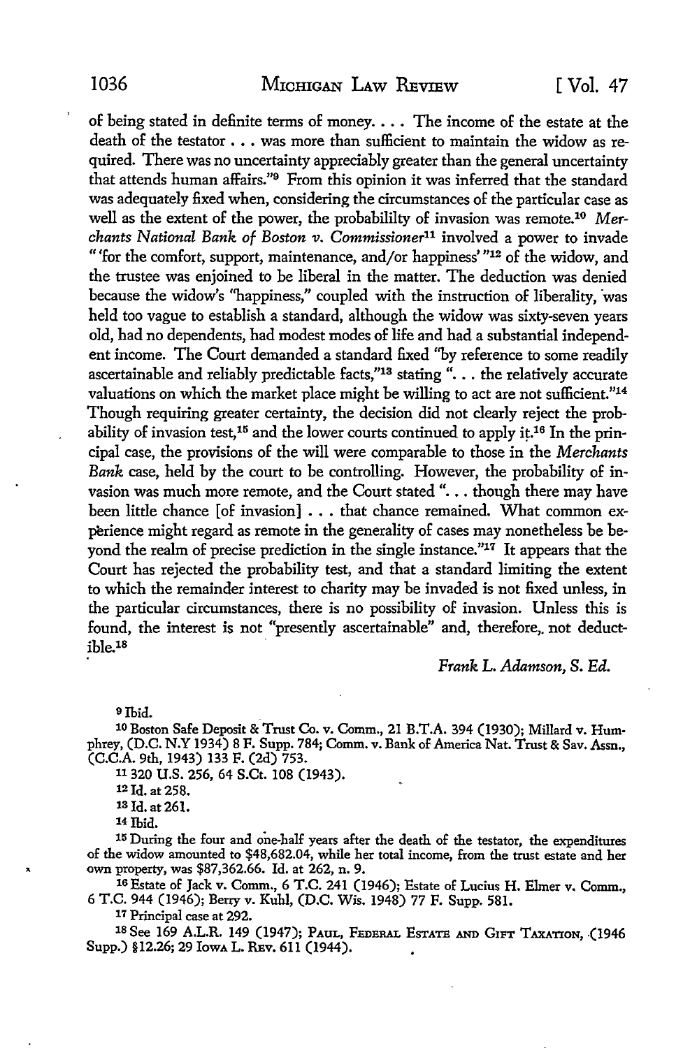of being stated in definite terms of money. . . . The income of the estate at the death of the testator . . . was more than sufficient to maintain the widow as required. There was no uncertainty appreciably greater than the general uncertainty that attends human affairs."[9] From this opinion it was inferred that the standard was adequately fixed when, considering the circumstances of the particular case as well as the extent of the power, the probabililty of invasion was remote.[10] *Merchants National Bank of Boston v. Commissioner*[11] involved a power to invade "'for the comfort, support, maintenance, and/or happiness'"[12] of the widow, and the trustee was enjoined to be liberal in the matter. The deduction was denied because the widow's "happiness," coupled with the instruction of liberality, was held too vague to establish a standard, although the widow was sixty-seven years old, had no dependents, had modest modes of life and had a substantial independent income. The Court demanded a standard fixed "by reference to some readily ascertainable and reliably predictable facts,"[13] stating ". . . the relatively accurate valuations on which the market place might be willing to act are not sufficient."[14] Though requiring greater certainty, the decision did not clearly reject the probability of invasion test,[15] and the lower courts continued to apply it.[16] In the principal case, the provisions of the will were comparable to those in the *Merchants Bank* case, held by the court to be controlling. However, the probability of invasion was much more remote, and the Court stated ". . . though there may have been little chance [of invasion] . . . that chance remained. What common experience might regard as remote in the generality of cases may nonetheless be beyond the realm of precise prediction in the single instance."[17] It appears that the Court has rejected the probability test, and that a standard limiting the extent to which the remainder interest to charity may be invaded is not fixed unless, in the particular circumstances, there is no possibility of invasion. Unless this is found, the interest is not "presently ascertainable" and, therefore, not deductible.[18]

*Frank L. Adamson, S. Ed.*

---

[9] Ibid.

[10] Boston Safe Deposit & Trust Co. v. Comm., 21 B.T.A. 394 (1930); Millard v. Humphrey, (D.C. N.Y 1934) 8 F. Supp. 784; Comm. v. Bank of America Nat. Trust & Sav. Assn., (C.C.A. 9th, 1943) 133 F. (2d) 753.

[11] 320 U.S. 256, 64 S.Ct. 108 (1943).

[12] Id. at 258.

[13] Id. at 261.

[14] Ibid.

[15] During the four and one-half years after the death of the testator, the expenditures of the widow amounted to $48,682.04, while her total income, from the trust estate and her own property, was $87,362.66. Id. at 262, n. 9.

[16] Estate of Jack v. Comm., 6 T.C. 241 (1946); Estate of Lucius H. Elmer v. Comm., 6 T.C. 944 (1946); Berry v. Kuhl, (D.C. Wis. 1948) 77 F. Supp. 581.

[17] Principal case at 292.

[18] See 169 A.L.R. 149 (1947); PAUL, FEDERAL ESTATE AND GIFT TAXATION, (1946 Supp.) §12.26; 29 IOWA L. REV. 611 (1944).